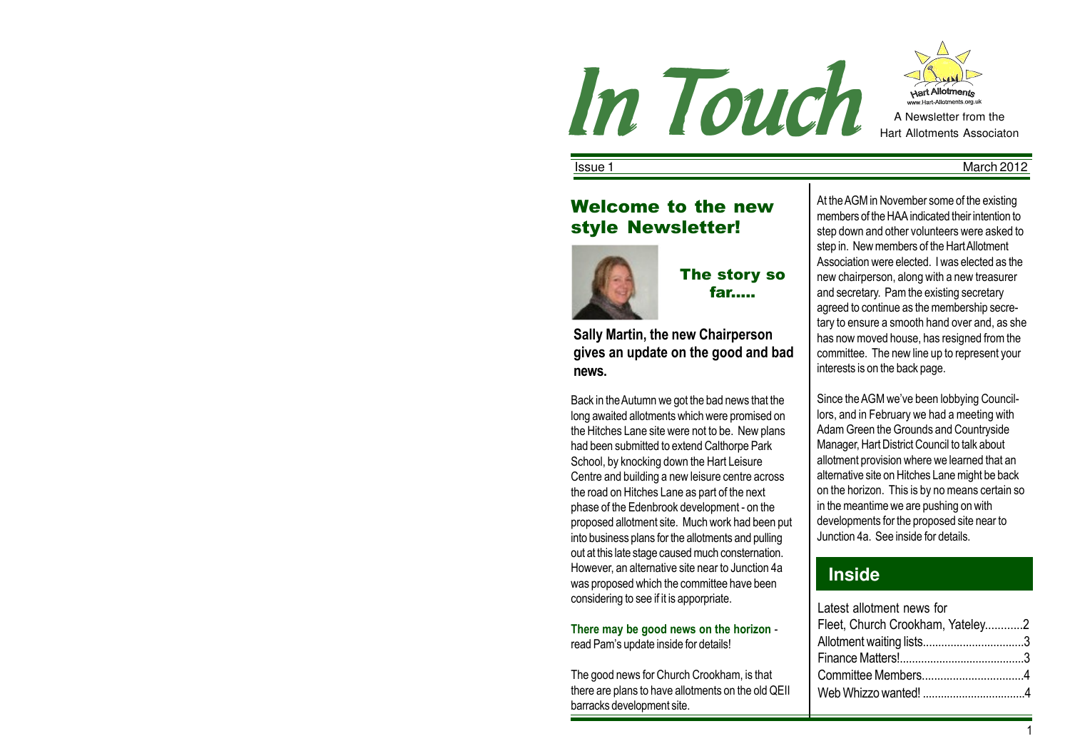# In Touch

A Newsletter from the Hart Allotments Associaton

Issue 1 March 2012

## Welcome to the new style Newsletter!

### The story so far.....

**Sally Martin, the new Chairperson gives an update on the good and bad news.**

Back in the Autumn we got the bad news that the long awaited allotments which were promised on the Hitches Lane site were not to be. New plans had been submitted to extend Calthorpe Park School, by knocking down the Hart Leisure Centre and building a new leisure centre across the road on Hitches Lane as part of the next phase of the Edenbrook development - on the proposed allotment site. Much work had been put into business plans for the allotments and pulling out at this late stage caused much consternation. However, an alternative site near to Junction 4a was proposed which the committee have been considering to see if it is apporpriate.

**There may be good news on the horizon** - read Pam's update inside for details!

The good news for Church Crookham, is that there are plans to have allotments on the old QEII barracks development site.

At the AGM in November some of the existing members of the HAA indicated their intention to step down and other volunteers were asked to step in. New members of the Hart Allotment Association were elected. I was elected as the new chairperson, along with a new treasurer and secretary. Pam the existing secretary agreed to continue as the membership secretary to ensure a smooth hand over and, as she has now moved house, has resigned from the committee. The new line up to represent your interests is on the back page.

Since the AGM we've been lobbying Councillors, and in February we had a meeting with Adam Green the Grounds and Countryside Manager, Hart District Council to talk about allotment provision where we learned that an alternative site on Hitches Lane might be back on the horizon. This is by no means certain so in the meantime we are pushing on with developments for the proposed site near to Junction 4a. See inside for details.

## Inside

Latest allotment news for Fleet, Church Crookham, Yateley............2
Allotment waiting lists.................................3
Finance Matters!.........................................3
Committee Members.................................4
Web Whizzo wanted! .................................4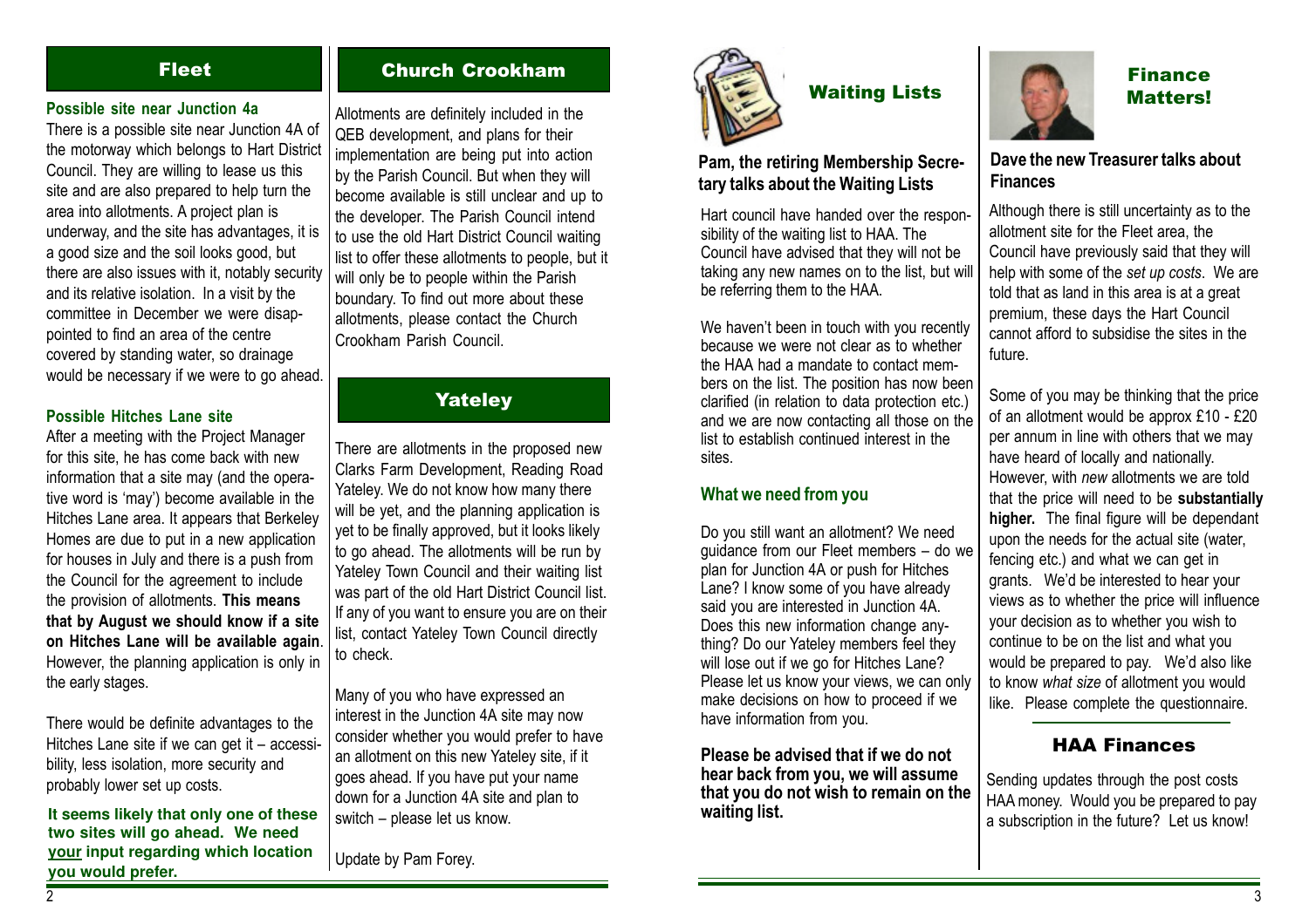## Fleet

### Possible site near Junction 4a

There is a possible site near Junction 4A of the motorway which belongs to Hart District Council. They are willing to lease us this site and are also prepared to help turn the area into allotments. A project plan is underway, and the site has advantages, it is a good size and the soil looks good, but there are also issues with it, notably security and its relative isolation. In a visit by the committee in December we were disappointed to find an area of the centre covered by standing water, so drainage would be necessary if we were to go ahead.

### Possible Hitches Lane site

After a meeting with the Project Manager for this site, he has come back with new information that a site may (and the operative word is 'may') become available in the Hitches Lane area. It appears that Berkeley Homes are due to put in a new application for houses in July and there is a push from the Council for the agreement to include the provision of allotments. **This means that by August we should know if a site on Hitches Lane will be available again**. However, the planning application is only in the early stages.

There would be definite advantages to the Hitches Lane site if we can get it – accessibility, less isolation, more security and probably lower set up costs.

**It seems likely that only one of these two sites will go ahead. We need your input regarding which location you would prefer.**

## Church Crookham

Allotments are definitely included in the QEB development, and plans for their implementation are being put into action by the Parish Council. But when they will become available is still unclear and up to the developer. The Parish Council intend to use the old Hart District Council waiting list to offer these allotments to people, but it will only be to people within the Parish boundary. To find out more about these allotments, please contact the Church Crookham Parish Council.

## Yateley

There are allotments in the proposed new Clarks Farm Development, Reading Road Yateley. We do not know how many there will be yet, and the planning application is yet to be finally approved, but it looks likely to go ahead. The allotments will be run by Yateley Town Council and their waiting list was part of the old Hart District Council list. If any of you want to ensure you are on their list, contact Yateley Town Council directly to check.

Many of you who have expressed an interest in the Junction 4A site may now consider whether you would prefer to have an allotment on this new Yateley site, if it goes ahead. If you have put your name down for a Junction 4A site and plan to switch – please let us know.

Update by Pam Forey.

## Waiting Lists

### Pam, the retiring Membership Secretary talks about the Waiting Lists

Hart council have handed over the responsibility of the waiting list to HAA. The Council have advised that they will not be taking any new names on to the list, but will be referring them to the HAA.

We haven't been in touch with you recently because we were not clear as to whether the HAA had a mandate to contact members on the list. The position has now been clarified (in relation to data protection etc.) and we are now contacting all those on the list to establish continued interest in the sites.

### What we need from you

Do you still want an allotment? We need guidance from our Fleet members – do we plan for Junction 4A or push for Hitches Lane? I know some of you have already said you are interested in Junction 4A. Does this new information change anything? Do our Yateley members feel they will lose out if we go for Hitches Lane? Please let us know your views, we can only make decisions on how to proceed if we have information from you.

**Please be advised that if we do not hear back from you, we will assume that you do not wish to remain on the waiting list.**

## Finance Matters!

### Dave the new Treasurer talks about Finances

Although there is still uncertainty as to the allotment site for the Fleet area, the Council have previously said that they will help with some of the *set up costs*. We are told that as land in this area is at a great premium, these days the Hart Council cannot afford to subsidise the sites in the future.

Some of you may be thinking that the price of an allotment would be approx £10 - £20 per annum in line with others that we may have heard of locally and nationally. However, with *new* allotments we are told that the price will need to be **substantially higher.** The final figure will be dependant upon the needs for the actual site (water, fencing etc.) and what we can get in grants. We'd be interested to hear your views as to whether the price will influence your decision as to whether you wish to continue to be on the list and what you would be prepared to pay. We'd also like to know *what size* of allotment you would like. Please complete the questionnaire.

## HAA Finances

Sending updates through the post costs HAA money. Would you be prepared to pay a subscription in the future? Let us know!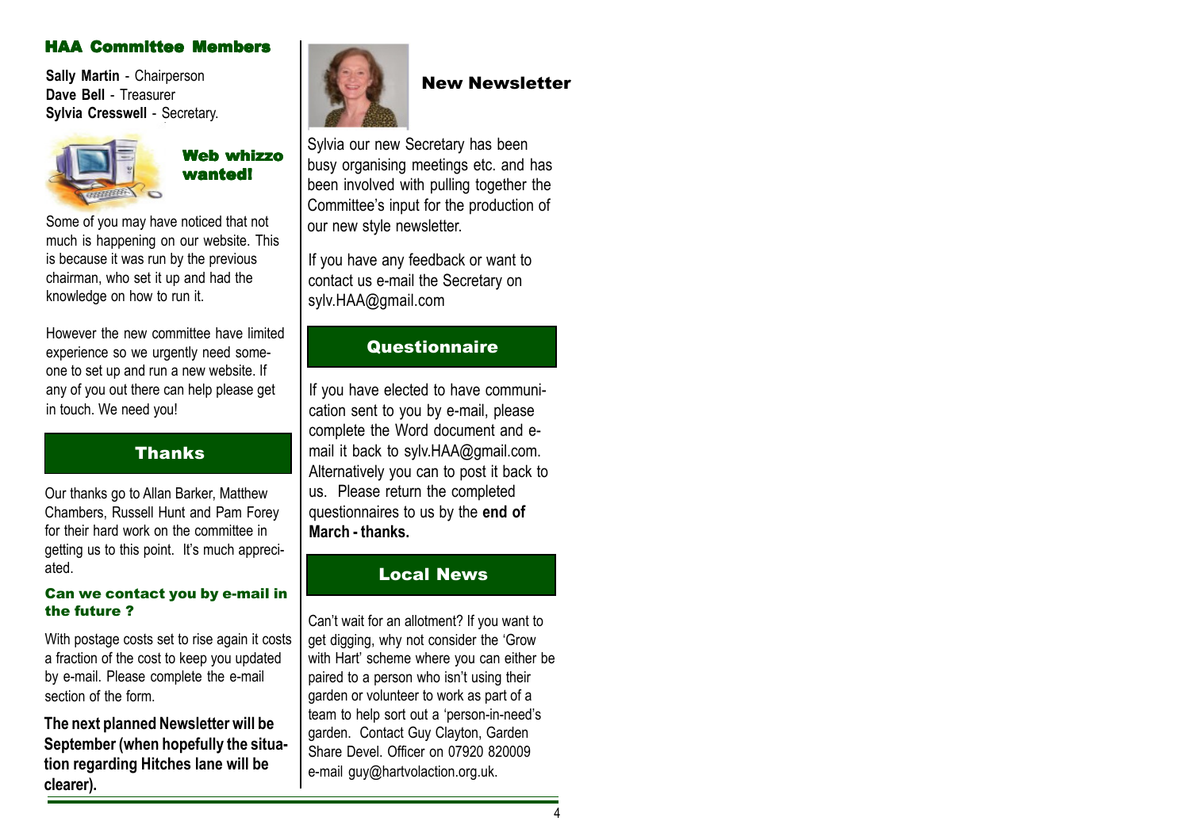## HAA Committee Members

**Sally Martin** - Chairperson
**Dave Bell** - Treasurer
**Sylvia Cresswell** - Secretary.

## Web whizzo wanted!

Some of you may have noticed that not much is happening on our website. This is because it was run by the previous chairman, who set it up and had the knowledge on how to run it.

However the new committee have limited experience so we urgently need someone to set up and run a new website. If any of you out there can help please get in touch. We need you!

## Thanks

Our thanks go to Allan Barker, Matthew Chambers, Russell Hunt and Pam Forey for their hard work on the committee in getting us to this point. It's much appreciated.

### Can we contact you by e-mail in the future ?

With postage costs set to rise again it costs a fraction of the cost to keep you updated by e-mail. Please complete the e-mail section of the form.

**The next planned Newsletter will be September (when hopefully the situation regarding Hitches lane will be clearer).**

## New Newsletter

Sylvia our new Secretary has been busy organising meetings etc. and has been involved with pulling together the Committee's input for the production of our new style newsletter.

If you have any feedback or want to contact us e-mail the Secretary on sylv.HAA@gmail.com

## Questionnaire

If you have elected to have communication sent to you by e-mail, please complete the Word document and e-mail it back to sylv.HAA@gmail.com. Alternatively you can to post it back to us. Please return the completed questionnaires to us by the **end of March - thanks.**

## Local News

Can't wait for an allotment? If you want to get digging, why not consider the 'Grow with Hart' scheme where you can either be paired to a person who isn't using their garden or volunteer to work as part of a team to help sort out a 'person-in-need's garden. Contact Guy Clayton, Garden Share Devel. Officer on 07920 820009 e-mail guy@hartvolaction.org.uk.